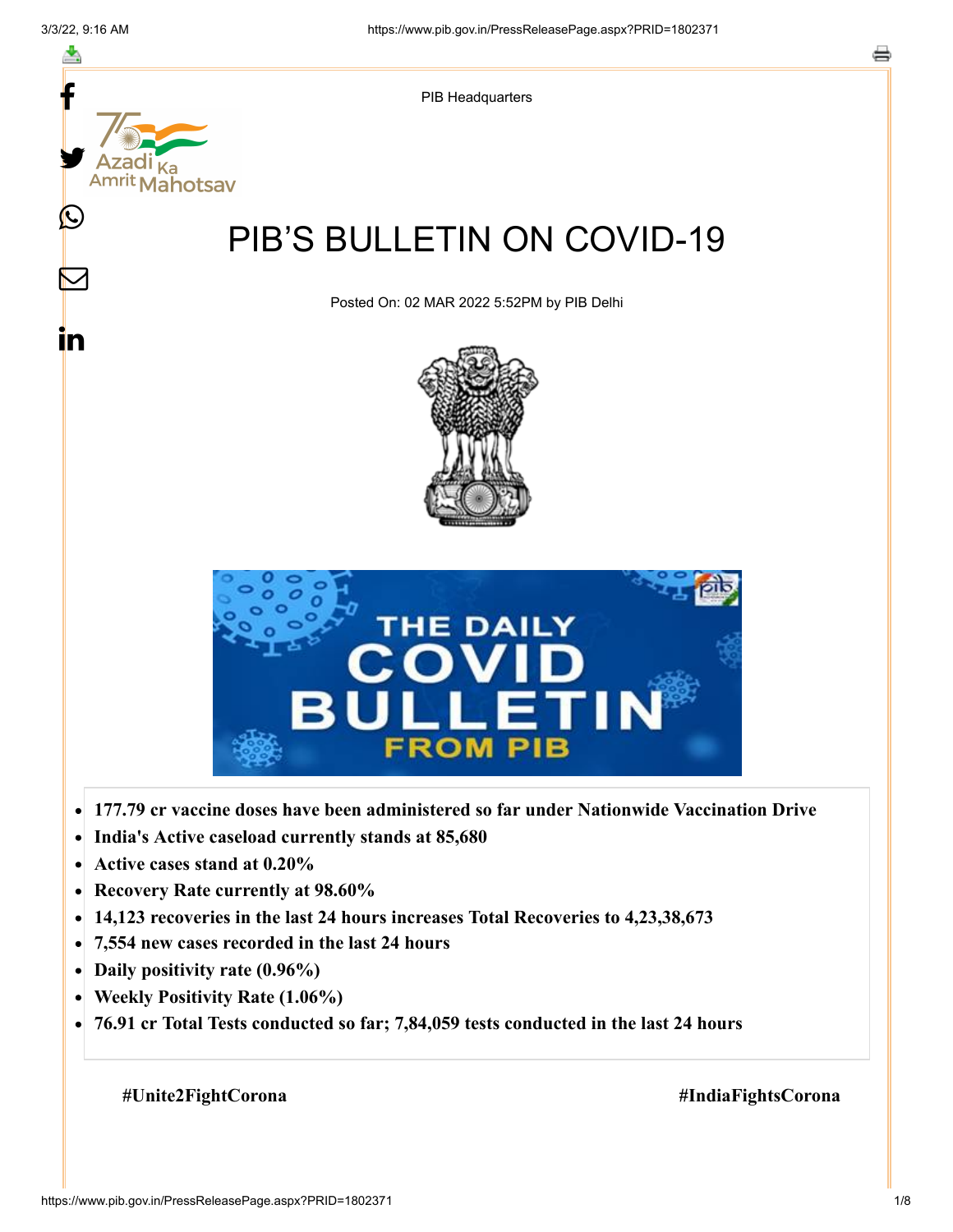PIB Headquarters

# PIB'S BULLETIN ON COVID-19

Posted On: 02 MAR 2022 5:52PM by PIB Delhi

- **177.79 cr vaccine doses have been administered so far under Nationwide Vaccination Drive**
- **India's Active caseload currently stands at 85,680**
- **Active cases stand at 0.20%**
- **Recovery Rate currently at 98.60%**
- **14,123 recoveries in the last 24 hours increases Total Recoveries to 4,23,38,673**
- **7,554 new cases recorded in the last 24 hours**
- **Daily positivity rate (0.96%)**
- **Weekly Positivity Rate (1.06%)**
- **76.91 cr Total Tests conducted so far; 7,84,059 tests conducted in the last 24 hours**

**#Unite2FightCorona** **#IndiaFightsCorona**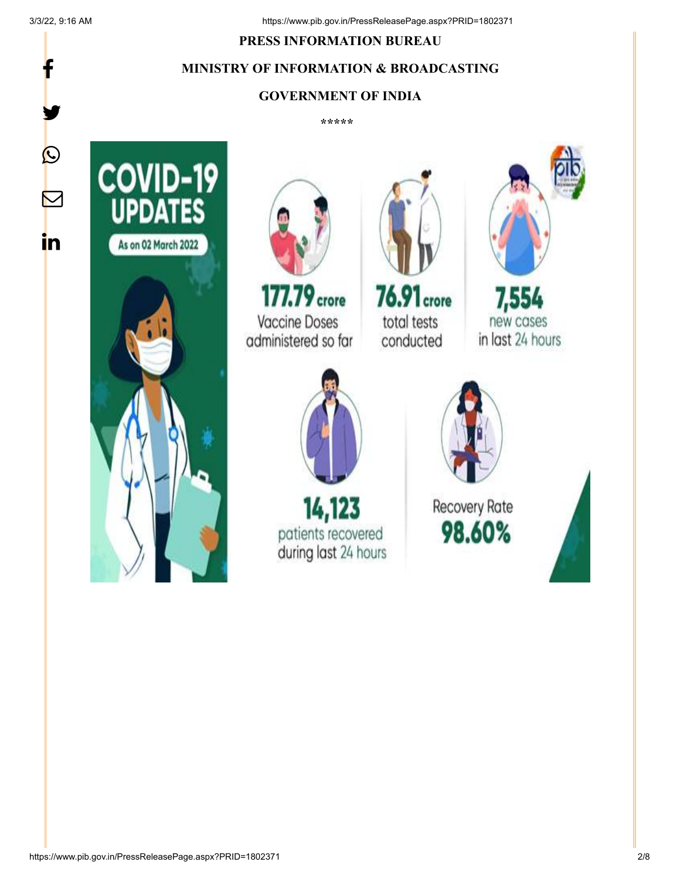**PRESS INFORMATION BUREAU**

**MINISTRY OF INFORMATION & BROADCASTING**

**GOVERNMENT OF INDIA**

*****

**COVID-19 UPDATES**

As on 02 March 2022

**177.79 crore** Vaccine Doses administered so far

**76.91 crore** total tests conducted

**7,554** new cases in last 24 hours

**14,123** patients recovered during last 24 hours

Recovery Rate **98.60%**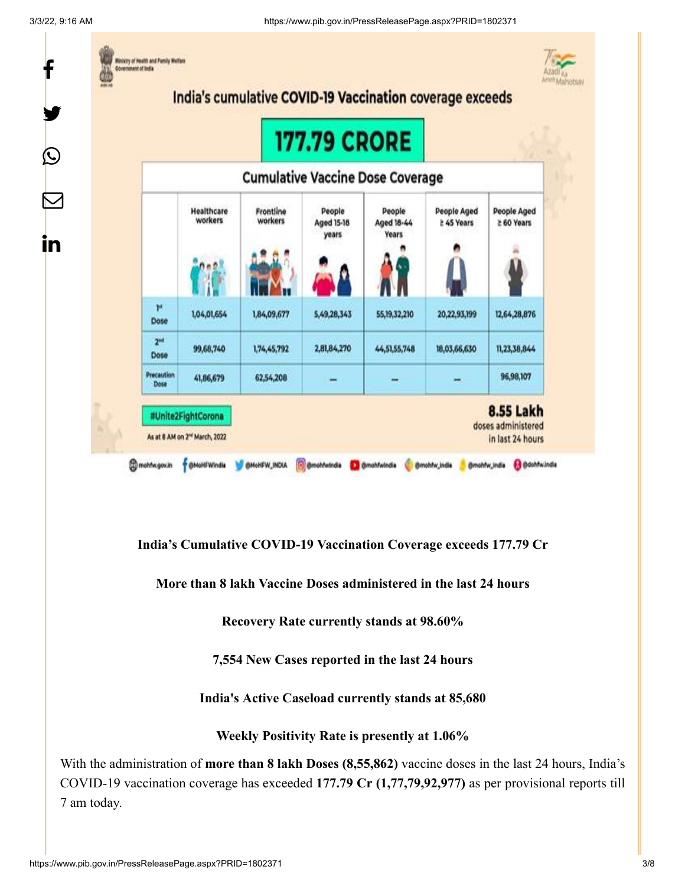Ministry of Health and Family Welfare
Government of India

## India's cumulative COVID-19 Vaccination coverage exceeds

# 177.79 CRORE

### Cumulative Vaccine Dose Coverage

| | Healthcare workers | Frontline workers | People Aged 15-18 years | People Aged 18-44 Years | People Aged ≥ 45 Years | People Aged ≥ 60 Years |
|---|---|---|---|---|---|---|
| 1st Dose | 1,04,01,654 | 1,84,09,677 | 5,49,28,343 | 55,19,32,210 | 20,22,93,199 | 12,64,28,876 |
| 2nd Dose | 99,68,740 | 1,74,45,792 | 2,81,84,270 | 44,51,55,748 | 18,03,66,630 | 11,23,38,844 |
| Precaution Dose | 41,86,679 | 62,54,208 | – | – | – | 96,98,107 |

#Unite2FightCorona

As at 8 AM on 2nd March, 2022

**8.55 Lakh** doses administered in last 24 hours

mohfw.gov.in @MoHFWindia @MoHFW_INDIA @mohfwindia @mohfwindia @mohfw_india @mohfw_india @dohfw.india

**India's Cumulative COVID-19 Vaccination Coverage exceeds 177.79 Cr**

**More than 8 lakh Vaccine Doses administered in the last 24 hours**

**Recovery Rate currently stands at 98.60%**

**7,554 New Cases reported in the last 24 hours**

**India's Active Caseload currently stands at 85,680**

**Weekly Positivity Rate is presently at 1.06%**

With the administration of **more than 8 lakh Doses (8,55,862)** vaccine doses in the last 24 hours, India's COVID-19 vaccination coverage has exceeded **177.79 Cr (1,77,79,92,977)** as per provisional reports till 7 am today.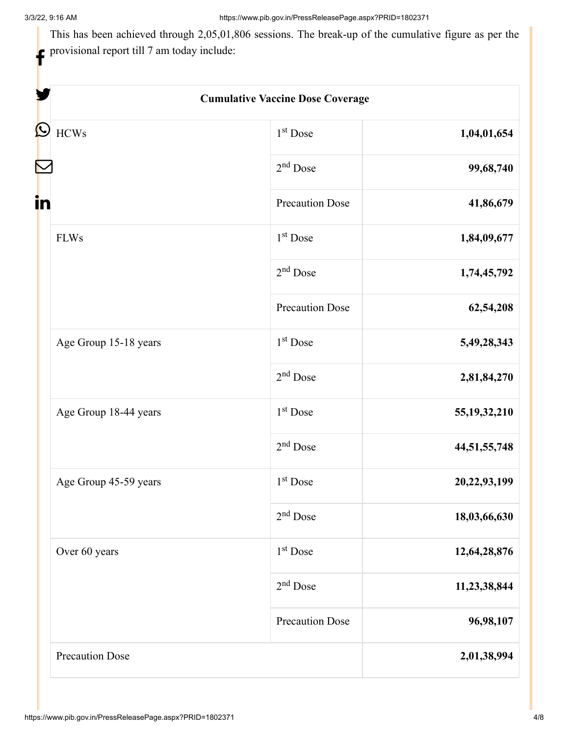This has been achieved through 2,05,01,806 sessions. The break-up of the cumulative figure as per the provisional report till 7 am today include:

| Cumulative Vaccine Dose Coverage | | |
|---|---|---|
| HCWs | 1st Dose | **1,04,01,654** |
| | 2nd Dose | **99,68,740** |
| | Precaution Dose | **41,86,679** |
| FLWs | 1st Dose | **1,84,09,677** |
| | 2nd Dose | **1,74,45,792** |
| | Precaution Dose | **62,54,208** |
| Age Group 15-18 years | 1st Dose | **5,49,28,343** |
| | 2nd Dose | **2,81,84,270** |
| Age Group 18-44 years | 1st Dose | **55,19,32,210** |
| | 2nd Dose | **44,51,55,748** |
| Age Group 45-59 years | 1st Dose | **20,22,93,199** |
| | 2nd Dose | **18,03,66,630** |
| Over 60 years | 1st Dose | **12,64,28,876** |
| | 2nd Dose | **11,23,38,844** |
| | Precaution Dose | **96,98,107** |
| Precaution Dose | | **2,01,38,994** |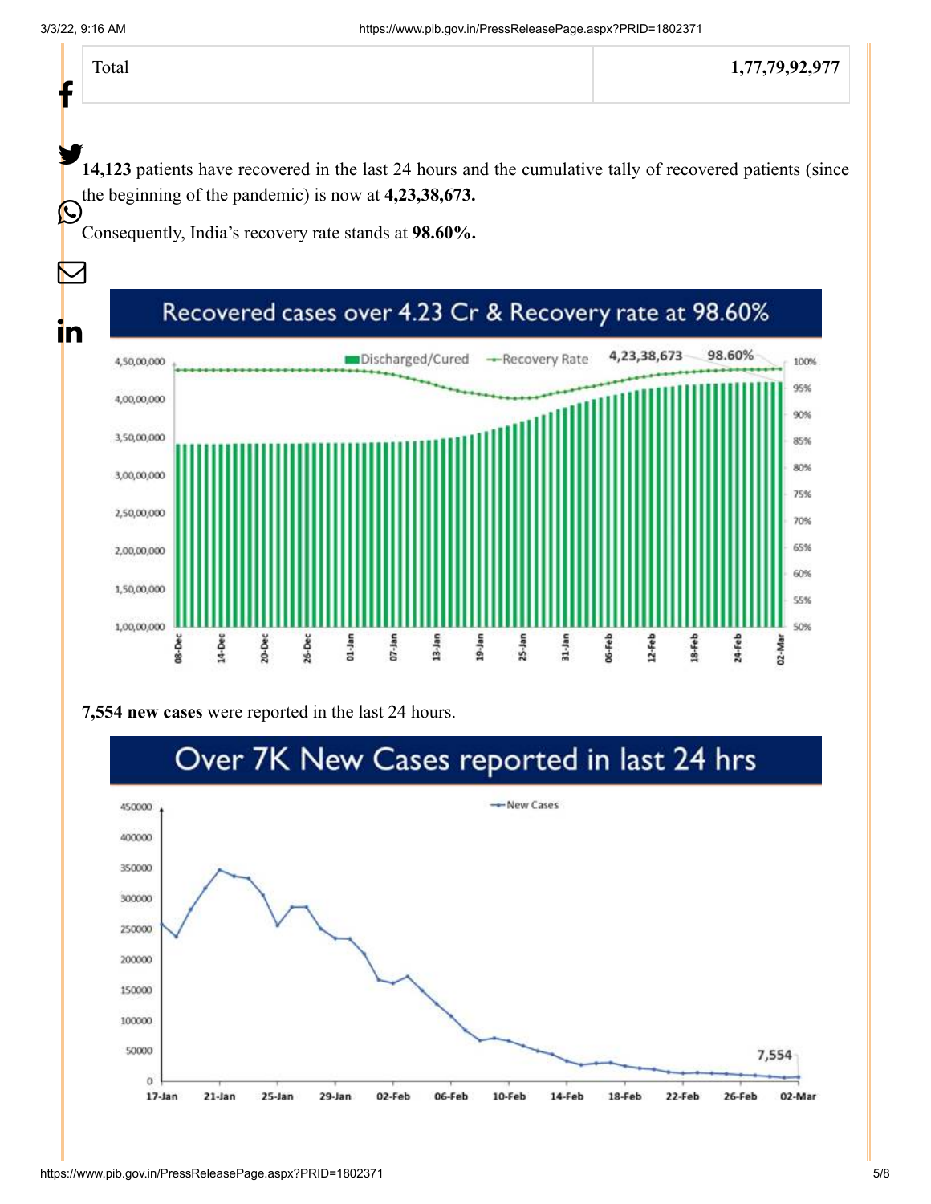| Total | 1,77,79,92,977 |
|---|---|

**14,123** patients have recovered in the last 24 hours and the cumulative tally of recovered patients (since the beginning of the pandemic) is now at **4,23,38,673.**

Consequently, India's recovery rate stands at **98.60%.**

Recovered cases over 4.23 Cr & Recovery rate at 98.60%

**7,554 new cases** were reported in the last 24 hours.

Over 7K New Cases reported in last 24 hrs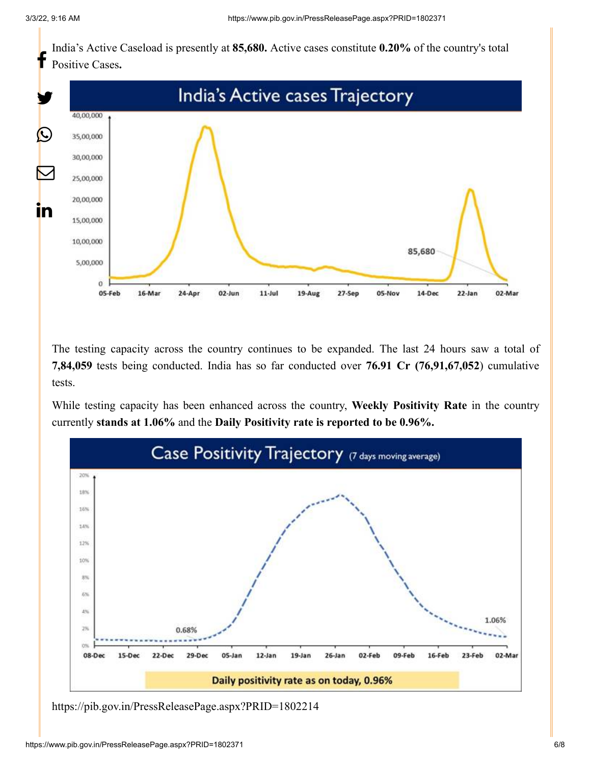India's Active Caseload is presently at **85,680.** Active cases constitute **0.20%** of the country's total Positive Cases**.**

India's Active cases Trajectory

The testing capacity across the country continues to be expanded. The last 24 hours saw a total of **7,84,059** tests being conducted. India has so far conducted over **76.91 Cr (76,91,67,052**) cumulative tests.

While testing capacity has been enhanced across the country, **Weekly Positivity Rate** in the country currently **stands at 1.06%** and the **Daily Positivity rate is reported to be 0.96%.**

Case Positivity Trajectory (7 days moving average)

Daily positivity rate as on today, 0.96%

https://pib.gov.in/PressReleasePage.aspx?PRID=1802214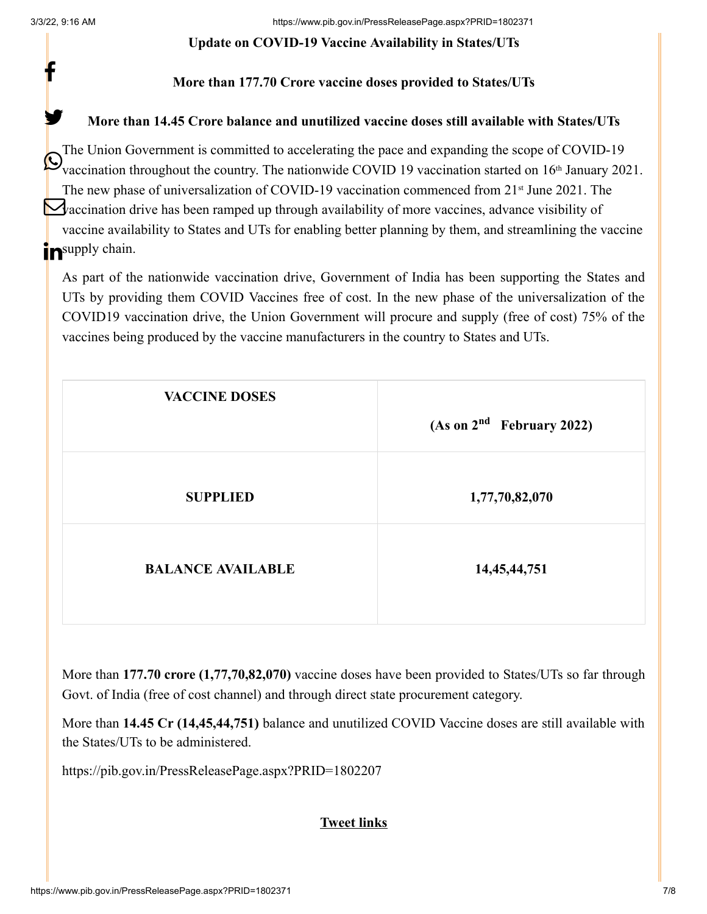**Update on COVID-19 Vaccine Availability in States/UTs**

**More than 177.70 Crore vaccine doses provided to States/UTs**

**More than 14.45 Crore balance and unutilized vaccine doses still available with States/UTs**

The Union Government is committed to accelerating the pace and expanding the scope of COVID-19 vaccination throughout the country. The nationwide COVID 19 vaccination started on 16th January 2021. The new phase of universalization of COVID-19 vaccination commenced from 21st June 2021. The vaccination drive has been ramped up through availability of more vaccines, advance visibility of vaccine availability to States and UTs for enabling better planning by them, and streamlining the vaccine supply chain.

As part of the nationwide vaccination drive, Government of India has been supporting the States and UTs by providing them COVID Vaccines free of cost. In the new phase of the universalization of the COVID19 vaccination drive, the Union Government will procure and supply (free of cost) 75% of the vaccines being produced by the vaccine manufacturers in the country to States and UTs.

| VACCINE DOSES | (As on 2nd February 2022) |
|---|---|
| SUPPLIED | 1,77,70,82,070 |
| BALANCE AVAILABLE | 14,45,44,751 |

More than **177.70 crore (1,77,70,82,070)** vaccine doses have been provided to States/UTs so far through Govt. of India (free of cost channel) and through direct state procurement category.

More than **14.45 Cr (14,45,44,751)** balance and unutilized COVID Vaccine doses are still available with the States/UTs to be administered.

https://pib.gov.in/PressReleasePage.aspx?PRID=1802207

**Tweet links**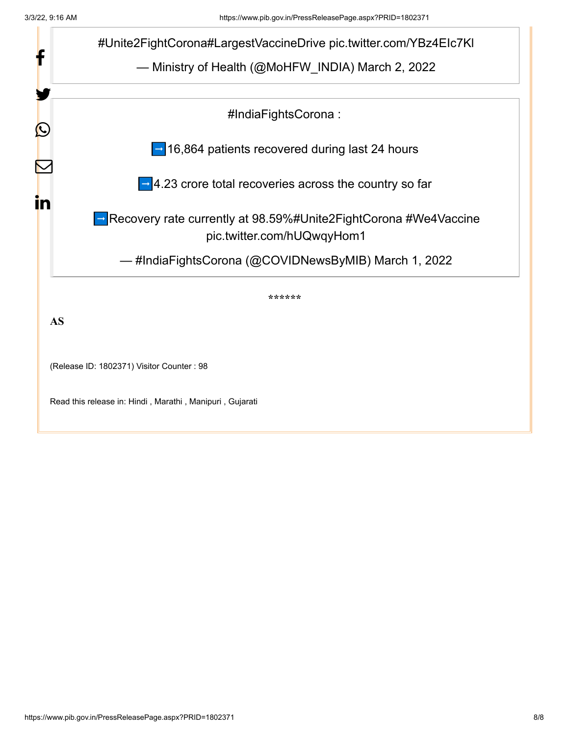#Unite2FightCorona#LargestVaccineDrive pic.twitter.com/YBz4EIc7Kl

— Ministry of Health (@MoHFW_INDIA) March 2, 2022

#IndiaFightsCorona :

➡️16,864 patients recovered during last 24 hours

➡️4.23 crore total recoveries across the country so far

➡️Recovery rate currently at 98.59%#Unite2FightCorona #We4Vaccine pic.twitter.com/hUQwqyHom1

— #IndiaFightsCorona (@COVIDNewsByMIB) March 1, 2022

******

**AS**

(Release ID: 1802371) Visitor Counter : 98

Read this release in: Hindi , Marathi , Manipuri , Gujarati